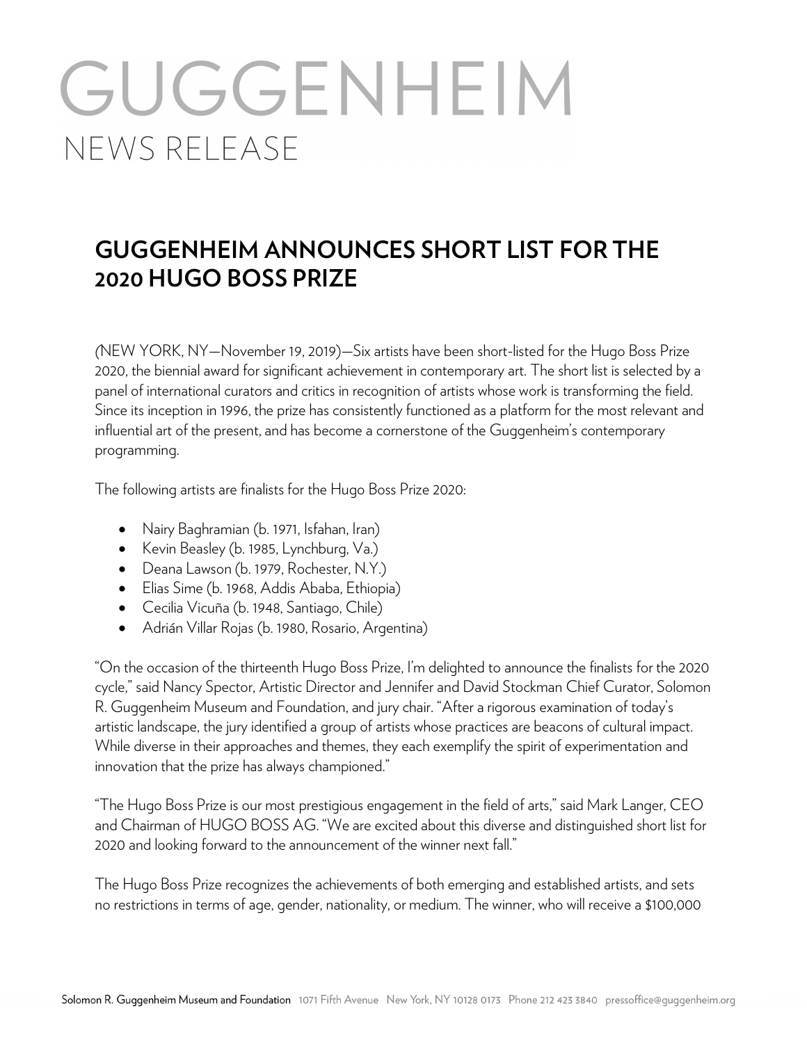# GUGGENHEIM
NEWS RELEASE

## GUGGENHEIM ANNOUNCES SHORT LIST FOR THE 2020 HUGO BOSS PRIZE

(NEW YORK, NY—November 19, 2019)—Six artists have been short-listed for the Hugo Boss Prize 2020, the biennial award for significant achievement in contemporary art. The short list is selected by a panel of international curators and critics in recognition of artists whose work is transforming the field. Since its inception in 1996, the prize has consistently functioned as a platform for the most relevant and influential art of the present, and has become a cornerstone of the Guggenheim's contemporary programming.

The following artists are finalists for the Hugo Boss Prize 2020:

- Nairy Baghramian (b. 1971, Isfahan, Iran)
- Kevin Beasley (b. 1985, Lynchburg, Va.)
- Deana Lawson (b. 1979, Rochester, N.Y.)
- Elias Sime (b. 1968, Addis Ababa, Ethiopia)
- Cecilia Vicuña (b. 1948, Santiago, Chile)
- Adrián Villar Rojas (b. 1980, Rosario, Argentina)

"On the occasion of the thirteenth Hugo Boss Prize, I'm delighted to announce the finalists for the 2020 cycle," said Nancy Spector, Artistic Director and Jennifer and David Stockman Chief Curator, Solomon R. Guggenheim Museum and Foundation, and jury chair. "After a rigorous examination of today's artistic landscape, the jury identified a group of artists whose practices are beacons of cultural impact. While diverse in their approaches and themes, they each exemplify the spirit of experimentation and innovation that the prize has always championed."

"The Hugo Boss Prize is our most prestigious engagement in the field of arts," said Mark Langer, CEO and Chairman of HUGO BOSS AG. "We are excited about this diverse and distinguished short list for 2020 and looking forward to the announcement of the winner next fall."

The Hugo Boss Prize recognizes the achievements of both emerging and established artists, and sets no restrictions in terms of age, gender, nationality, or medium. The winner, who will receive a $100,000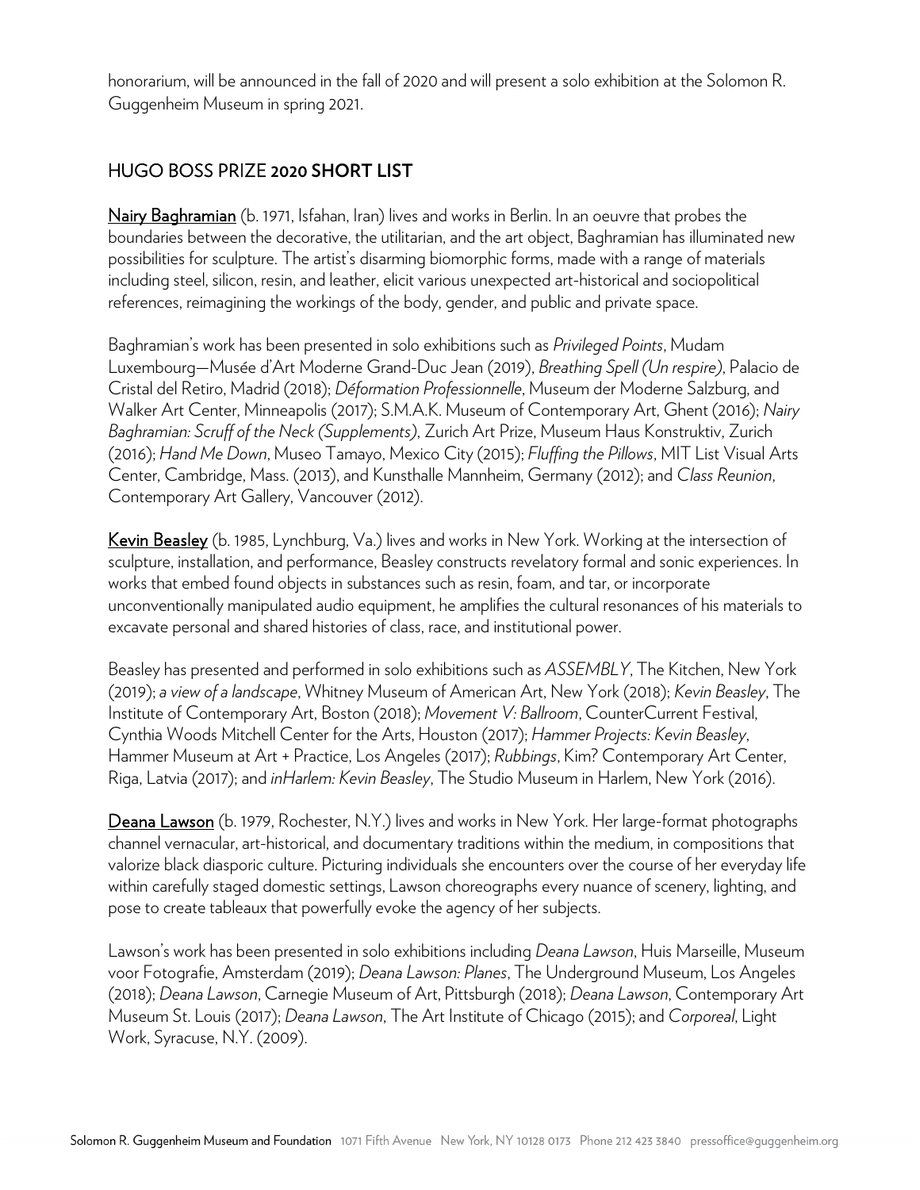honorarium, will be announced in the fall of 2020 and will present a solo exhibition at the Solomon R. Guggenheim Museum in spring 2021.

## HUGO BOSS PRIZE **2020 SHORT LIST**

**Nairy Baghramian** (b. 1971, Isfahan, Iran) lives and works in Berlin. In an oeuvre that probes the boundaries between the decorative, the utilitarian, and the art object, Baghramian has illuminated new possibilities for sculpture. The artist's disarming biomorphic forms, made with a range of materials including steel, silicon, resin, and leather, elicit various unexpected art-historical and sociopolitical references, reimagining the workings of the body, gender, and public and private space.

Baghramian's work has been presented in solo exhibitions such as *Privileged Points*, Mudam Luxembourg—Musée d'Art Moderne Grand-Duc Jean (2019), *Breathing Spell (Un respire)*, Palacio de Cristal del Retiro, Madrid (2018); *Déformation Professionnelle*, Museum der Moderne Salzburg, and Walker Art Center, Minneapolis (2017); S.M.A.K. Museum of Contemporary Art, Ghent (2016); *Nairy Baghramian: Scruff of the Neck (Supplements)*, Zurich Art Prize, Museum Haus Konstruktiv, Zurich (2016); *Hand Me Down*, Museo Tamayo, Mexico City (2015); *Fluffing the Pillows*, MIT List Visual Arts Center, Cambridge, Mass. (2013), and Kunsthalle Mannheim, Germany (2012); and *Class Reunion*, Contemporary Art Gallery, Vancouver (2012).

**Kevin Beasley** (b. 1985, Lynchburg, Va.) lives and works in New York. Working at the intersection of sculpture, installation, and performance, Beasley constructs revelatory formal and sonic experiences. In works that embed found objects in substances such as resin, foam, and tar, or incorporate unconventionally manipulated audio equipment, he amplifies the cultural resonances of his materials to excavate personal and shared histories of class, race, and institutional power.

Beasley has presented and performed in solo exhibitions such as *ASSEMBLY*, The Kitchen, New York (2019); *a view of a landscape*, Whitney Museum of American Art, New York (2018); *Kevin Beasley*, The Institute of Contemporary Art, Boston (2018); *Movement V: Ballroom*, CounterCurrent Festival, Cynthia Woods Mitchell Center for the Arts, Houston (2017); *Hammer Projects: Kevin Beasley*, Hammer Museum at Art + Practice, Los Angeles (2017); *Rubbings*, Kim? Contemporary Art Center, Riga, Latvia (2017); and *inHarlem: Kevin Beasley*, The Studio Museum in Harlem, New York (2016).

**Deana Lawson** (b. 1979, Rochester, N.Y.) lives and works in New York. Her large-format photographs channel vernacular, art-historical, and documentary traditions within the medium, in compositions that valorize black diasporic culture. Picturing individuals she encounters over the course of her everyday life within carefully staged domestic settings, Lawson choreographs every nuance of scenery, lighting, and pose to create tableaux that powerfully evoke the agency of her subjects.

Lawson's work has been presented in solo exhibitions including *Deana Lawson*, Huis Marseille, Museum voor Fotografie, Amsterdam (2019); *Deana Lawson: Planes*, The Underground Museum, Los Angeles (2018); *Deana Lawson*, Carnegie Museum of Art, Pittsburgh (2018); *Deana Lawson*, Contemporary Art Museum St. Louis (2017); *Deana Lawson*, The Art Institute of Chicago (2015); and *Corporeal*, Light Work, Syracuse, N.Y. (2009).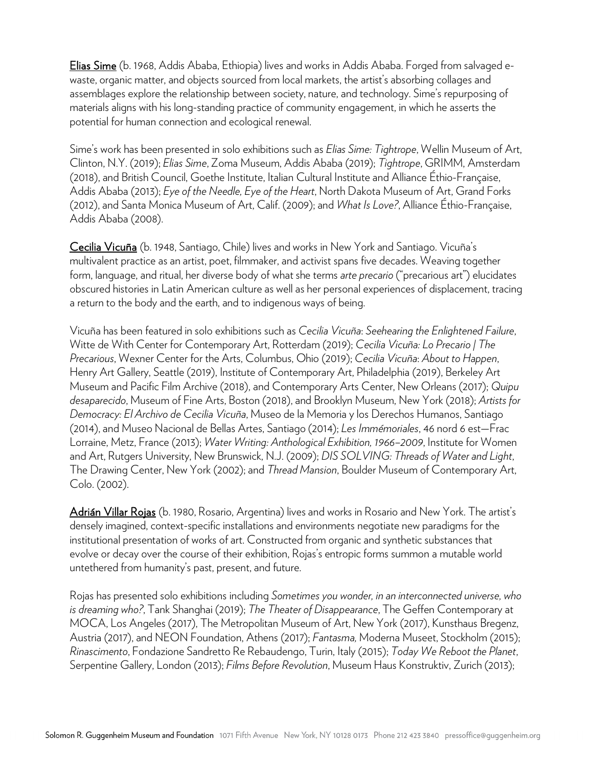**Elias Sime** (b. 1968, Addis Ababa, Ethiopia) lives and works in Addis Ababa. Forged from salvaged e-waste, organic matter, and objects sourced from local markets, the artist's absorbing collages and assemblages explore the relationship between society, nature, and technology. Sime's repurposing of materials aligns with his long-standing practice of community engagement, in which he asserts the potential for human connection and ecological renewal.

Sime's work has been presented in solo exhibitions such as *Elias Sime: Tightrope*, Wellin Museum of Art, Clinton, N.Y. (2019); *Elias Sime*, Zoma Museum, Addis Ababa (2019); *Tightrope*, GRIMM, Amsterdam (2018), and British Council, Goethe Institute, Italian Cultural Institute and Alliance Éthio-Française, Addis Ababa (2013); *Eye of the Needle, Eye of the Heart*, North Dakota Museum of Art, Grand Forks (2012), and Santa Monica Museum of Art, Calif. (2009); and *What Is Love?*, Alliance Éthio-Française, Addis Ababa (2008).

**Cecilia Vicuña** (b. 1948, Santiago, Chile) lives and works in New York and Santiago. Vicuña's multivalent practice as an artist, poet, filmmaker, and activist spans five decades. Weaving together form, language, and ritual, her diverse body of what she terms *arte precario* ("precarious art") elucidates obscured histories in Latin American culture as well as her personal experiences of displacement, tracing a return to the body and the earth, and to indigenous ways of being.

Vicuña has been featured in solo exhibitions such as *Cecilia Vicuña: Seehearing the Enlightened Failure*, Witte de With Center for Contemporary Art, Rotterdam (2019); *Cecilia Vicuña: Lo Precario | The Precarious*, Wexner Center for the Arts, Columbus, Ohio (2019); *Cecilia Vicuña: About to Happen*, Henry Art Gallery, Seattle (2019), Institute of Contemporary Art, Philadelphia (2019), Berkeley Art Museum and Pacific Film Archive (2018), and Contemporary Arts Center, New Orleans (2017); *Quipu desaparecido*, Museum of Fine Arts, Boston (2018), and Brooklyn Museum, New York (2018); *Artists for Democracy: El Archivo de Cecilia Vicuña*, Museo de la Memoria y los Derechos Humanos, Santiago (2014), and Museo Nacional de Bellas Artes, Santiago (2014); *Les Immémoriales*, 46 nord 6 est—Frac Lorraine, Metz, France (2013); *Water Writing: Anthological Exhibition, 1966–2009*, Institute for Women and Art, Rutgers University, New Brunswick, N.J. (2009); *DIS SOLVING: Threads of Water and Light*, The Drawing Center, New York (2002); and *Thread Mansion*, Boulder Museum of Contemporary Art, Colo. (2002).

**Adrián Villar Rojas** (b. 1980, Rosario, Argentina) lives and works in Rosario and New York. The artist's densely imagined, context-specific installations and environments negotiate new paradigms for the institutional presentation of works of art. Constructed from organic and synthetic substances that evolve or decay over the course of their exhibition, Rojas's entropic forms summon a mutable world untethered from humanity's past, present, and future.

Rojas has presented solo exhibitions including *Sometimes you wonder, in an interconnected universe, who is dreaming who?*, Tank Shanghai (2019); *The Theater of Disappearance*, The Geffen Contemporary at MOCA, Los Angeles (2017), The Metropolitan Museum of Art, New York (2017), Kunsthaus Bregenz, Austria (2017), and NEON Foundation, Athens (2017); *Fantasma,* Moderna Museet, Stockholm (2015); *Rinascimento*, Fondazione Sandretto Re Rebaudengo, Turin, Italy (2015); *Today We Reboot the Planet*, Serpentine Gallery, London (2013); *Films Before Revolution*, Museum Haus Konstruktiv, Zurich (2013);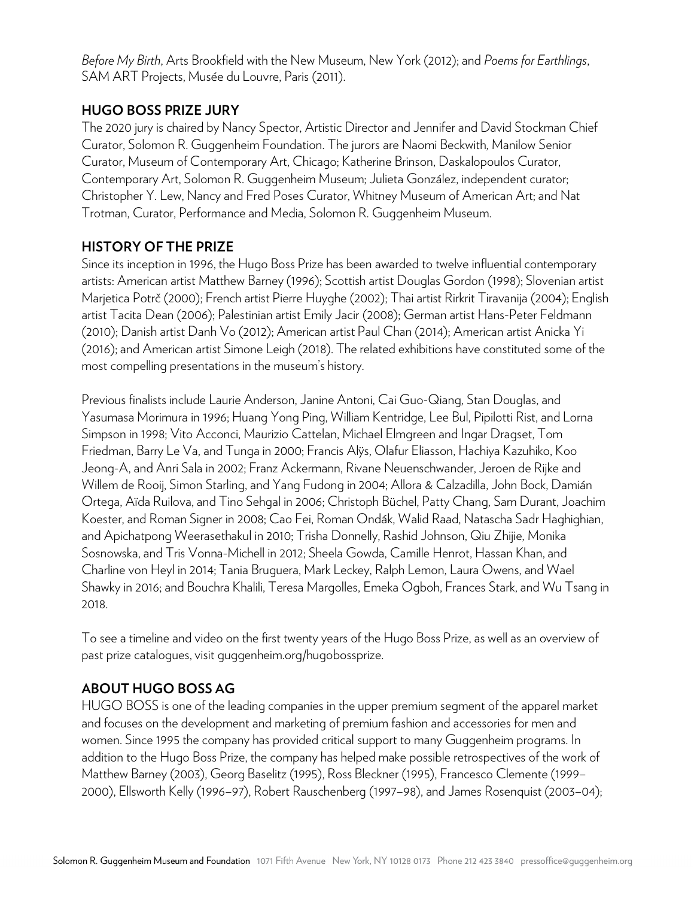*Before My Birth*, Arts Brookfield with the New Museum, New York (2012); and *Poems for Earthlings*, SAM ART Projects, Musée du Louvre, Paris (2011).

## HUGO BOSS PRIZE JURY

The 2020 jury is chaired by Nancy Spector, Artistic Director and Jennifer and David Stockman Chief Curator, Solomon R. Guggenheim Foundation. The jurors are Naomi Beckwith, Manilow Senior Curator, Museum of Contemporary Art, Chicago; Katherine Brinson, Daskalopoulos Curator, Contemporary Art, Solomon R. Guggenheim Museum; Julieta González, independent curator; Christopher Y. Lew, Nancy and Fred Poses Curator, Whitney Museum of American Art; and Nat Trotman, Curator, Performance and Media, Solomon R. Guggenheim Museum.

## HISTORY OF THE PRIZE

Since its inception in 1996, the Hugo Boss Prize has been awarded to twelve influential contemporary artists: American artist Matthew Barney (1996); Scottish artist Douglas Gordon (1998); Slovenian artist Marjetica Potrč (2000); French artist Pierre Huyghe (2002); Thai artist Rirkrit Tiravanija (2004); English artist Tacita Dean (2006); Palestinian artist Emily Jacir (2008); German artist Hans-Peter Feldmann (2010); Danish artist Danh Vo (2012); American artist Paul Chan (2014); American artist Anicka Yi (2016); and American artist Simone Leigh (2018). The related exhibitions have constituted some of the most compelling presentations in the museum's history.

Previous finalists include Laurie Anderson, Janine Antoni, Cai Guo-Qiang, Stan Douglas, and Yasumasa Morimura in 1996; Huang Yong Ping, William Kentridge, Lee Bul, Pipilotti Rist, and Lorna Simpson in 1998; Vito Acconci, Maurizio Cattelan, Michael Elmgreen and Ingar Dragset, Tom Friedman, Barry Le Va, and Tunga in 2000; Francis Alÿs, Olafur Eliasson, Hachiya Kazuhiko, Koo Jeong-A, and Anri Sala in 2002; Franz Ackermann, Rivane Neuenschwander, Jeroen de Rijke and Willem de Rooij, Simon Starling, and Yang Fudong in 2004; Allora & Calzadilla, John Bock, Damián Ortega, Aïda Ruilova, and Tino Sehgal in 2006; Christoph Büchel, Patty Chang, Sam Durant, Joachim Koester, and Roman Signer in 2008; Cao Fei, Roman Ondák, Walid Raad, Natascha Sadr Haghighian, and Apichatpong Weerasethakul in 2010; Trisha Donnelly, Rashid Johnson, Qiu Zhijie, Monika Sosnowska, and Tris Vonna-Michell in 2012; Sheela Gowda, Camille Henrot, Hassan Khan, and Charline von Heyl in 2014; Tania Bruguera, Mark Leckey, Ralph Lemon, Laura Owens, and Wael Shawky in 2016; and Bouchra Khalili, Teresa Margolles, Emeka Ogboh, Frances Stark, and Wu Tsang in 2018.

To see a timeline and video on the first twenty years of the Hugo Boss Prize, as well as an overview of past prize catalogues, visit guggenheim.org/hugobossprize.

## ABOUT HUGO BOSS AG

HUGO BOSS is one of the leading companies in the upper premium segment of the apparel market and focuses on the development and marketing of premium fashion and accessories for men and women. Since 1995 the company has provided critical support to many Guggenheim programs. In addition to the Hugo Boss Prize, the company has helped make possible retrospectives of the work of Matthew Barney (2003), Georg Baselitz (1995), Ross Bleckner (1995), Francesco Clemente (1999–2000), Ellsworth Kelly (1996–97), Robert Rauschenberg (1997–98), and James Rosenquist (2003–04);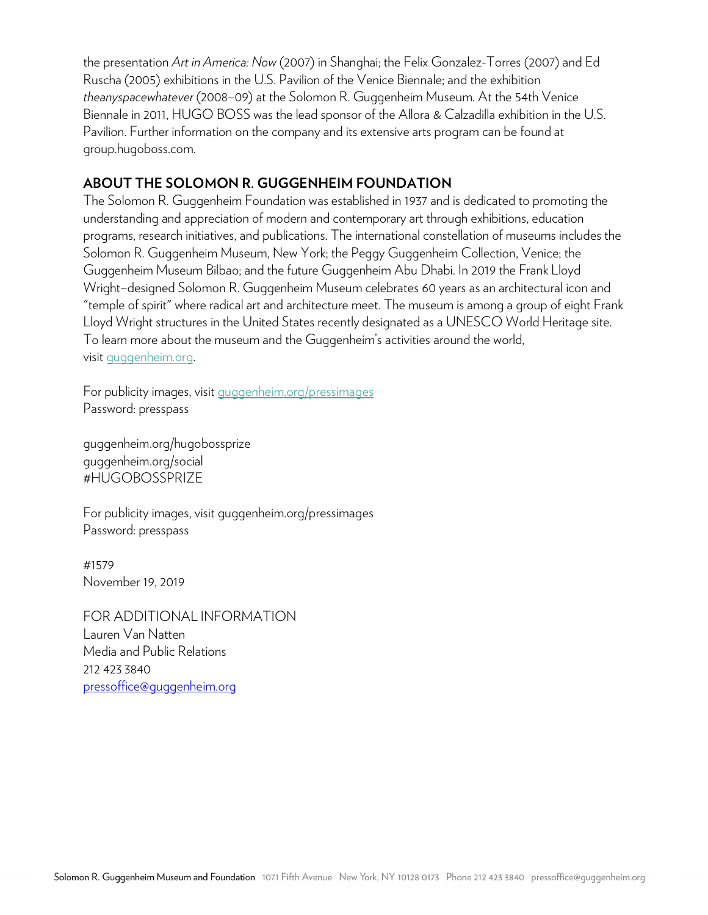the presentation *Art in America: Now* (2007) in Shanghai; the Felix Gonzalez-Torres (2007) and Ed Ruscha (2005) exhibitions in the U.S. Pavilion of the Venice Biennale; and the exhibition *theanyspacewhatever* (2008–09) at the Solomon R. Guggenheim Museum. At the 54th Venice Biennale in 2011, HUGO BOSS was the lead sponsor of the Allora & Calzadilla exhibition in the U.S. Pavilion. Further information on the company and its extensive arts program can be found at group.hugoboss.com.

## ABOUT THE SOLOMON R. GUGGENHEIM FOUNDATION

The Solomon R. Guggenheim Foundation was established in 1937 and is dedicated to promoting the understanding and appreciation of modern and contemporary art through exhibitions, education programs, research initiatives, and publications. The international constellation of museums includes the Solomon R. Guggenheim Museum, New York; the Peggy Guggenheim Collection, Venice; the Guggenheim Museum Bilbao; and the future Guggenheim Abu Dhabi. In 2019 the Frank Lloyd Wright–designed Solomon R. Guggenheim Museum celebrates 60 years as an architectural icon and "temple of spirit" where radical art and architecture meet. The museum is among a group of eight Frank Lloyd Wright structures in the United States recently designated as a UNESCO World Heritage site. To learn more about the museum and the Guggenheim's activities around the world, visit guggenheim.org.

For publicity images, visit guggenheim.org/pressimages
Password: presspass

guggenheim.org/hugobossprize
guggenheim.org/social
#HUGOBOSSPRIZE

For publicity images, visit guggenheim.org/pressimages
Password: presspass

#1579
November 19, 2019

FOR ADDITIONAL INFORMATION
Lauren Van Natten
Media and Public Relations
212 423 3840
pressoffice@guggenheim.org